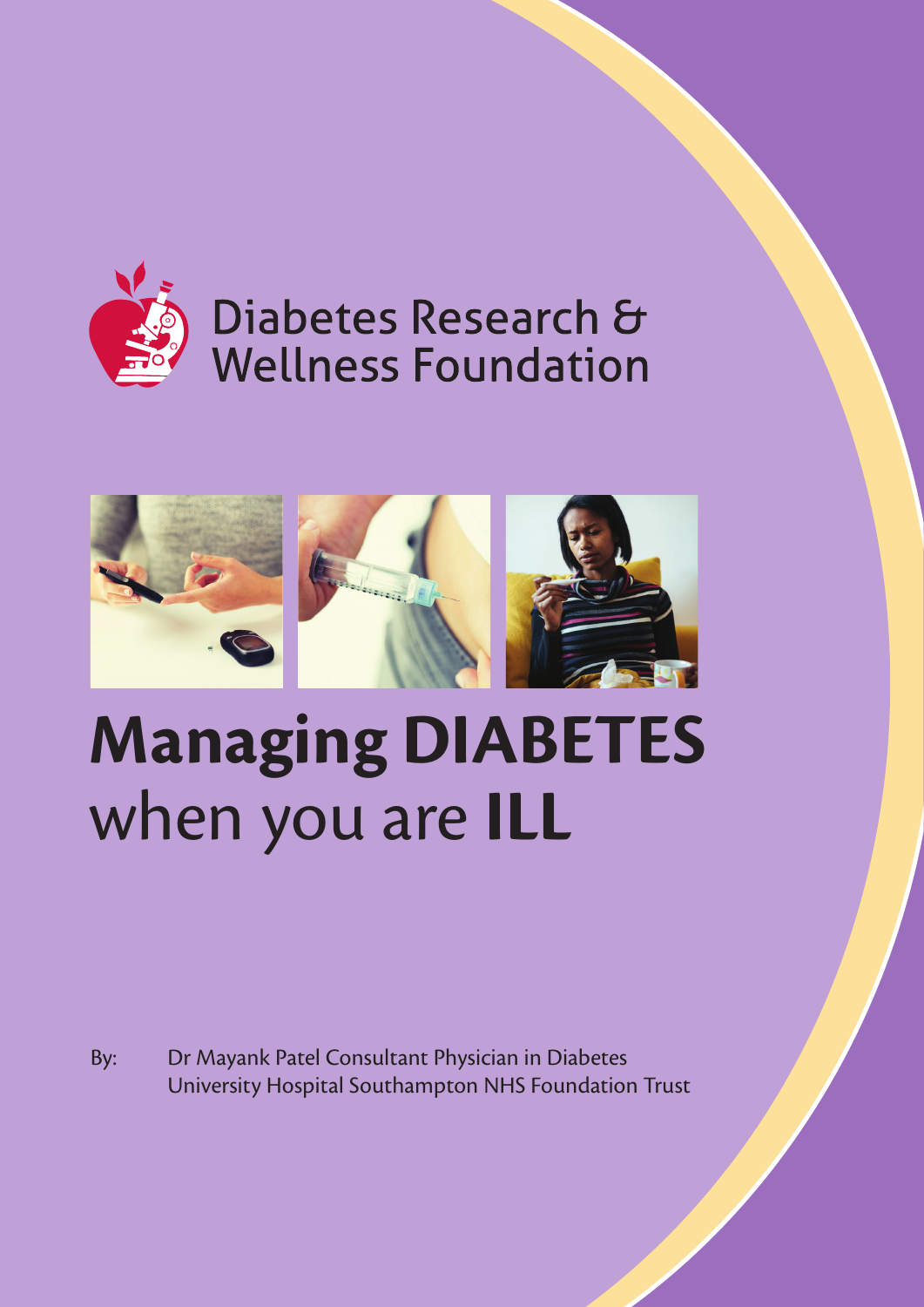Diabetes Research & Wellness Foundation

# Managing DIABETES when you are ILL

By: Dr Mayank Patel Consultant Physician in Diabetes
University Hospital Southampton NHS Foundation Trust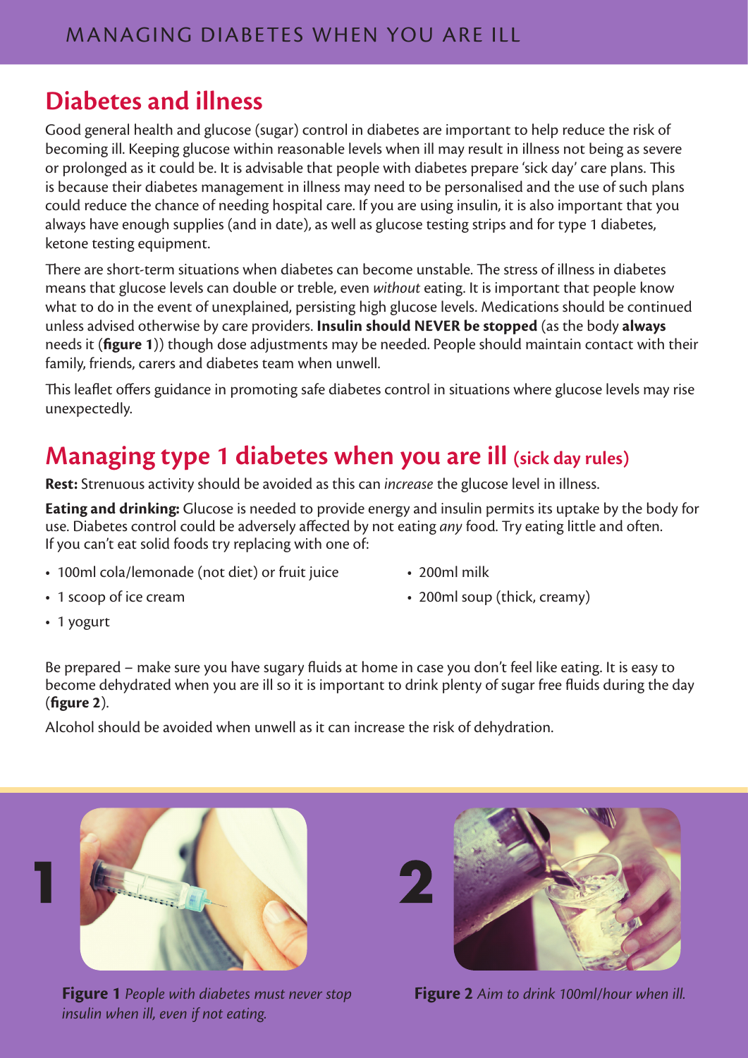## Diabetes and illness

Good general health and glucose (sugar) control in diabetes are important to help reduce the risk of becoming ill. Keeping glucose within reasonable levels when ill may result in illness not being as severe or prolonged as it could be. It is advisable that people with diabetes prepare 'sick day' care plans. This is because their diabetes management in illness may need to be personalised and the use of such plans could reduce the chance of needing hospital care. If you are using insulin, it is also important that you always have enough supplies (and in date), as well as glucose testing strips and for type 1 diabetes, ketone testing equipment.

There are short-term situations when diabetes can become unstable. The stress of illness in diabetes means that glucose levels can double or treble, even *without* eating. It is important that people know what to do in the event of unexplained, persisting high glucose levels. Medications should be continued unless advised otherwise by care providers. **Insulin should NEVER be stopped** (as the body **always** needs it (**figure 1**)) though dose adjustments may be needed. People should maintain contact with their family, friends, carers and diabetes team when unwell.

This leaflet offers guidance in promoting safe diabetes control in situations where glucose levels may rise unexpectedly.

## Managing type 1 diabetes when you are ill (sick day rules)

**Rest:** Strenuous activity should be avoided as this can *increase* the glucose level in illness.

**Eating and drinking:** Glucose is needed to provide energy and insulin permits its uptake by the body for use. Diabetes control could be adversely affected by not eating *any* food. Try eating little and often. If you can't eat solid foods try replacing with one of:

- 100ml cola/lemonade (not diet) or fruit juice
- 1 scoop of ice cream
- 1 yogurt
- 200ml milk
- 200ml soup (thick, creamy)

Be prepared – make sure you have sugary fluids at home in case you don't feel like eating. It is easy to become dehydrated when you are ill so it is important to drink plenty of sugar free fluids during the day (**figure 2**).

Alcohol should be avoided when unwell as it can increase the risk of dehydration.

**Figure 1** *People with diabetes must never stop insulin when ill, even if not eating.*

**Figure 2** *Aim to drink 100ml/hour when ill.*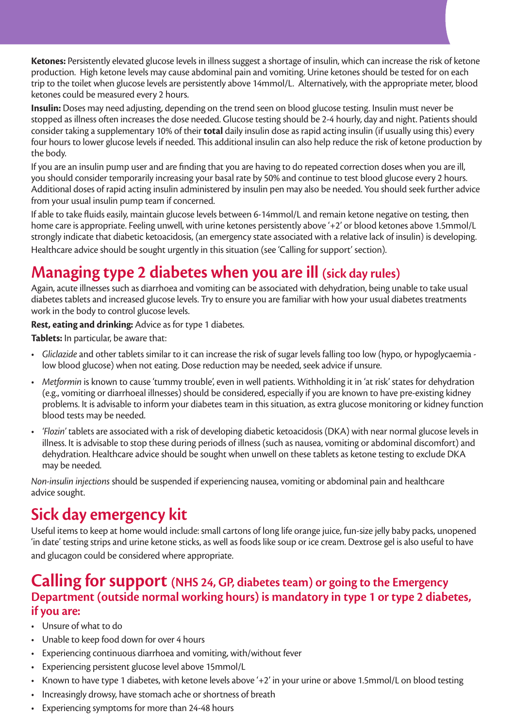**Ketones:** Persistently elevated glucose levels in illness suggest a shortage of insulin, which can increase the risk of ketone production. High ketone levels may cause abdominal pain and vomiting. Urine ketones should be tested for on each trip to the toilet when glucose levels are persistently above 14mmol/L. Alternatively, with the appropriate meter, blood ketones could be measured every 2 hours.

**Insulin:** Doses may need adjusting, depending on the trend seen on blood glucose testing. Insulin must never be stopped as illness often increases the dose needed. Glucose testing should be 2-4 hourly, day and night. Patients should consider taking a supplementary 10% of their **total** daily insulin dose as rapid acting insulin (if usually using this) every four hours to lower glucose levels if needed. This additional insulin can also help reduce the risk of ketone production by the body.

If you are an insulin pump user and are finding that you are having to do repeated correction doses when you are ill, you should consider temporarily increasing your basal rate by 50% and continue to test blood glucose every 2 hours. Additional doses of rapid acting insulin administered by insulin pen may also be needed. You should seek further advice from your usual insulin pump team if concerned.

If able to take fluids easily, maintain glucose levels between 6-14mmol/L and remain ketone negative on testing, then home care is appropriate. Feeling unwell, with urine ketones persistently above '+2' or blood ketones above 1.5mmol/L strongly indicate that diabetic ketoacidosis, (an emergency state associated with a relative lack of insulin) is developing. Healthcare advice should be sought urgently in this situation (see 'Calling for support' section).

## Managing type 2 diabetes when you are ill (sick day rules)

Again, acute illnesses such as diarrhoea and vomiting can be associated with dehydration, being unable to take usual diabetes tablets and increased glucose levels. Try to ensure you are familiar with how your usual diabetes treatments work in the body to control glucose levels.

**Rest, eating and drinking:** Advice as for type 1 diabetes.

**Tablets:** In particular, be aware that:

- *Gliclazide* and other tablets similar to it can increase the risk of sugar levels falling too low (hypo, or hypoglycaemia - low blood glucose) when not eating. Dose reduction may be needed, seek advice if unsure.
- *Metformin* is known to cause 'tummy trouble', even in well patients. Withholding it in 'at risk' states for dehydration (e.g., vomiting or diarrhoeal illnesses) should be considered, especially if you are known to have pre-existing kidney problems. It is advisable to inform your diabetes team in this situation, as extra glucose monitoring or kidney function blood tests may be needed.
- *'Flozin'* tablets are associated with a risk of developing diabetic ketoacidosis (DKA) with near normal glucose levels in illness. It is advisable to stop these during periods of illness (such as nausea, vomiting or abdominal discomfort) and dehydration. Healthcare advice should be sought when unwell on these tablets as ketone testing to exclude DKA may be needed.

*Non-insulin injections* should be suspended if experiencing nausea, vomiting or abdominal pain and healthcare advice sought.

## Sick day emergency kit

Useful items to keep at home would include: small cartons of long life orange juice, fun-size jelly baby packs, unopened 'in date' testing strips and urine ketone sticks, as well as foods like soup or ice cream. Dextrose gel is also useful to have and glucagon could be considered where appropriate.

## Calling for support (NHS 24, GP, diabetes team) or going to the Emergency Department (outside normal working hours) is mandatory in type 1 or type 2 diabetes, if you are:

- Unsure of what to do
- Unable to keep food down for over 4 hours
- Experiencing continuous diarrhoea and vomiting, with/without fever
- Experiencing persistent glucose level above 15mmol/L
- Known to have type 1 diabetes, with ketone levels above '+2' in your urine or above 1.5mmol/L on blood testing
- Increasingly drowsy, have stomach ache or shortness of breath
- Experiencing symptoms for more than 24-48 hours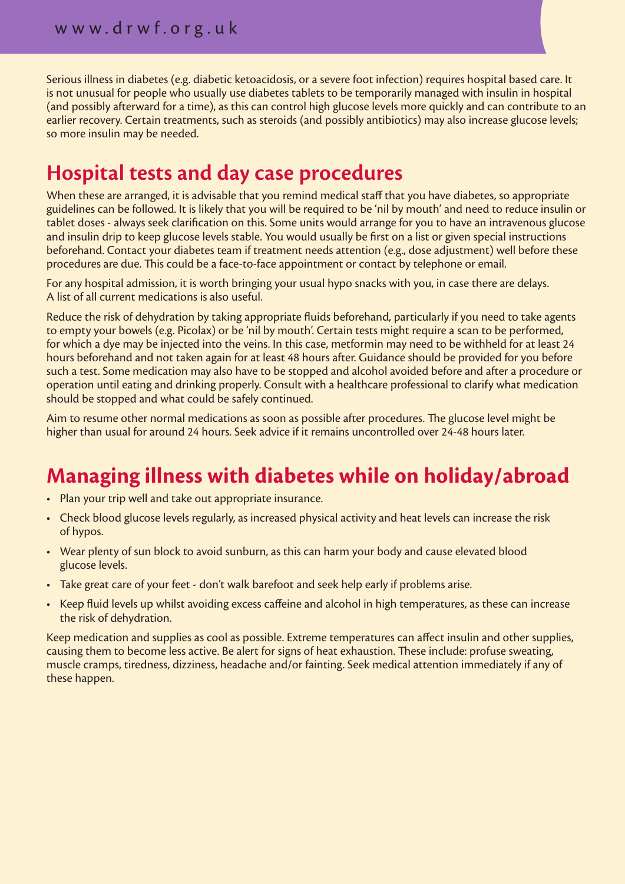Serious illness in diabetes (e.g. diabetic ketoacidosis, or a severe foot infection) requires hospital based care. It is not unusual for people who usually use diabetes tablets to be temporarily managed with insulin in hospital (and possibly afterward for a time), as this can control high glucose levels more quickly and can contribute to an earlier recovery. Certain treatments, such as steroids (and possibly antibiotics) may also increase glucose levels; so more insulin may be needed.

## Hospital tests and day case procedures

When these are arranged, it is advisable that you remind medical staff that you have diabetes, so appropriate guidelines can be followed. It is likely that you will be required to be 'nil by mouth' and need to reduce insulin or tablet doses - always seek clarification on this. Some units would arrange for you to have an intravenous glucose and insulin drip to keep glucose levels stable. You would usually be first on a list or given special instructions beforehand. Contact your diabetes team if treatment needs attention (e.g., dose adjustment) well before these procedures are due. This could be a face-to-face appointment or contact by telephone or email.

For any hospital admission, it is worth bringing your usual hypo snacks with you, in case there are delays. A list of all current medications is also useful.

Reduce the risk of dehydration by taking appropriate fluids beforehand, particularly if you need to take agents to empty your bowels (e.g. Picolax) or be 'nil by mouth'. Certain tests might require a scan to be performed, for which a dye may be injected into the veins. In this case, metformin may need to be withheld for at least 24 hours beforehand and not taken again for at least 48 hours after. Guidance should be provided for you before such a test. Some medication may also have to be stopped and alcohol avoided before and after a procedure or operation until eating and drinking properly. Consult with a healthcare professional to clarify what medication should be stopped and what could be safely continued.

Aim to resume other normal medications as soon as possible after procedures. The glucose level might be higher than usual for around 24 hours. Seek advice if it remains uncontrolled over 24-48 hours later.

## Managing illness with diabetes while on holiday/abroad

- Plan your trip well and take out appropriate insurance.
- Check blood glucose levels regularly, as increased physical activity and heat levels can increase the risk of hypos.
- Wear plenty of sun block to avoid sunburn, as this can harm your body and cause elevated blood glucose levels.
- Take great care of your feet - don't walk barefoot and seek help early if problems arise.
- Keep fluid levels up whilst avoiding excess caffeine and alcohol in high temperatures, as these can increase the risk of dehydration.

Keep medication and supplies as cool as possible. Extreme temperatures can affect insulin and other supplies, causing them to become less active. Be alert for signs of heat exhaustion. These include: profuse sweating, muscle cramps, tiredness, dizziness, headache and/or fainting. Seek medical attention immediately if any of these happen.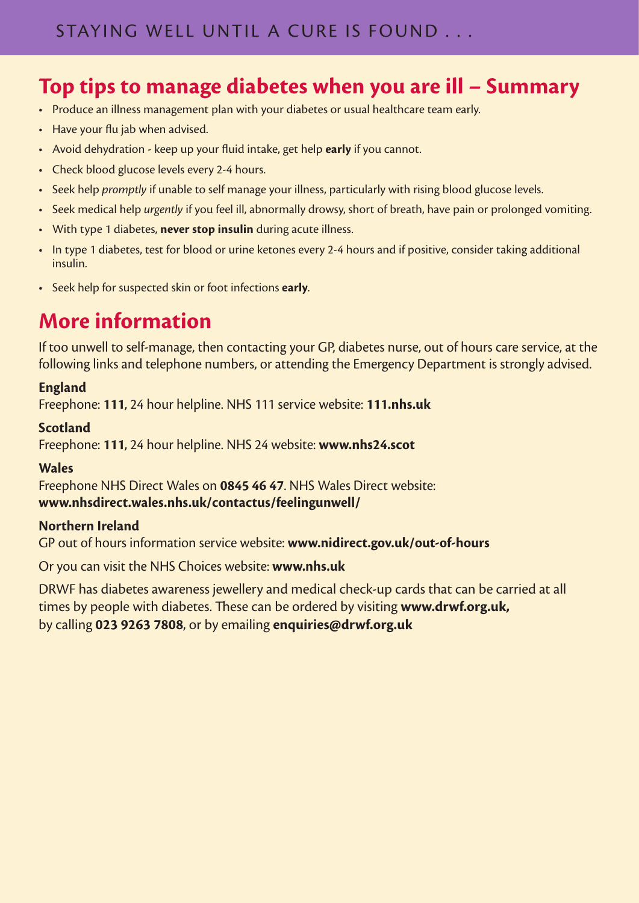## Top tips to manage diabetes when you are ill – Summary

- Produce an illness management plan with your diabetes or usual healthcare team early.
- Have your flu jab when advised.
- Avoid dehydration - keep up your fluid intake, get help **early** if you cannot.
- Check blood glucose levels every 2-4 hours.
- Seek help *promptly* if unable to self manage your illness, particularly with rising blood glucose levels.
- Seek medical help *urgently* if you feel ill, abnormally drowsy, short of breath, have pain or prolonged vomiting.
- With type 1 diabetes, **never stop insulin** during acute illness.
- In type 1 diabetes, test for blood or urine ketones every 2-4 hours and if positive, consider taking additional insulin.
- Seek help for suspected skin or foot infections **early**.

## More information

If too unwell to self-manage, then contacting your GP, diabetes nurse, out of hours care service, at the following links and telephone numbers, or attending the Emergency Department is strongly advised.

**England**
Freephone: **111**, 24 hour helpline. NHS 111 service website: **111.nhs.uk**

**Scotland**
Freephone: **111**, 24 hour helpline. NHS 24 website: **www.nhs24.scot**

**Wales**
Freephone NHS Direct Wales on **0845 46 47**. NHS Wales Direct website:
**www.nhsdirect.wales.nhs.uk/contactus/feelingunwell/**

**Northern Ireland**
GP out of hours information service website: **www.nidirect.gov.uk/out-of-hours**

Or you can visit the NHS Choices website: **www.nhs.uk**

DRWF has diabetes awareness jewellery and medical check-up cards that can be carried at all times by people with diabetes. These can be ordered by visiting **www.drwf.org.uk,** by calling **023 9263 7808**, or by emailing **enquiries@drwf.org.uk**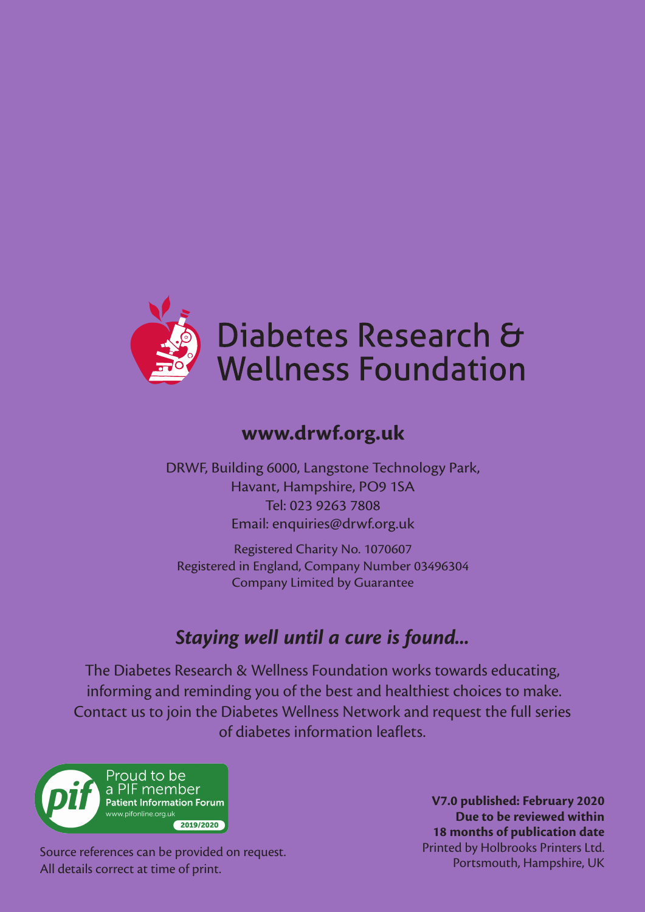Diabetes Research & Wellness Foundation

**www.drwf.org.uk**

DRWF, Building 6000, Langstone Technology Park,
Havant, Hampshire, PO9 1SA
Tel: 023 9263 7808
Email: enquiries@drwf.org.uk

Registered Charity No. 1070607
Registered in England, Company Number 03496304
Company Limited by Guarantee

## *Staying well until a cure is found...*

The Diabetes Research & Wellness Foundation works towards educating, informing and reminding you of the best and healthiest choices to make. Contact us to join the Diabetes Wellness Network and request the full series of diabetes information leaflets.

Proud to be a PIF member
**Patient Information Forum**
www.pifonline.org.uk
**2019/2020**

Source references can be provided on request.
All details correct at time of print.

**V7.0 published: February 2020**
**Due to be reviewed within 18 months of publication date**
Printed by Holbrooks Printers Ltd.
Portsmouth, Hampshire, UK